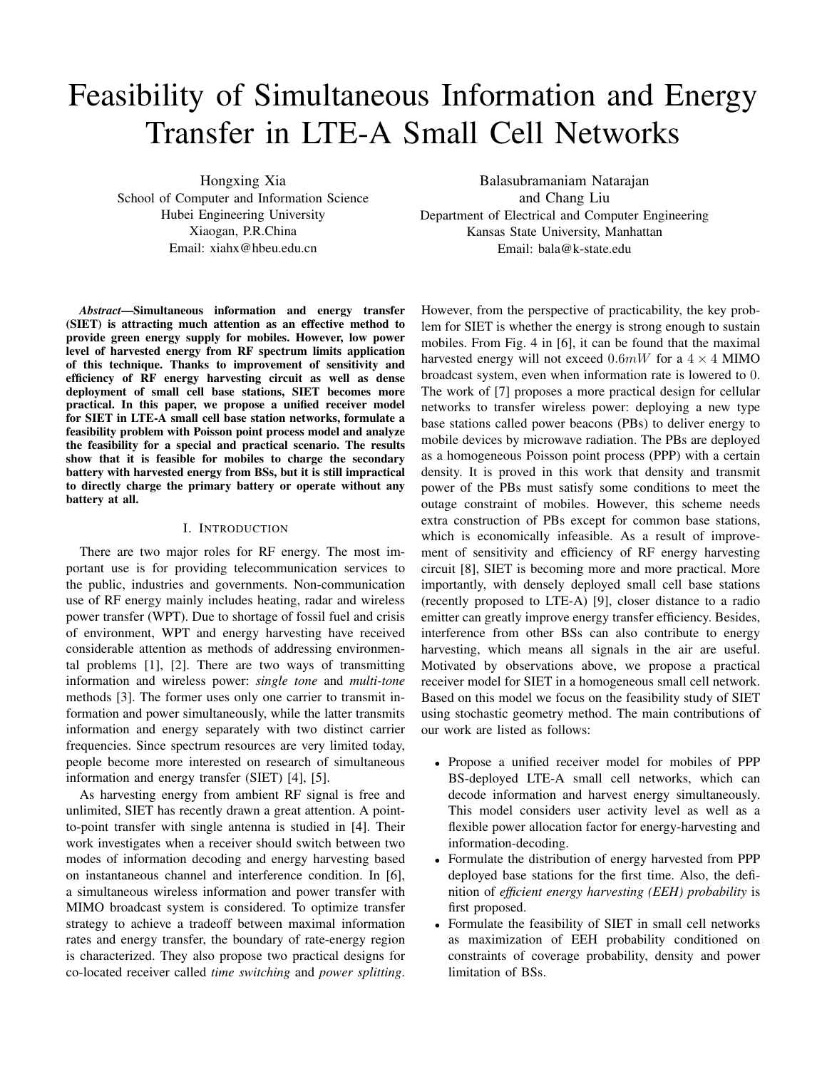# Feasibility of Simultaneous Information and Energy Transfer in LTE-A Small Cell Networks

Hongxing Xia
School of Computer and Information Science
Hubei Engineering University
Xiaogan, P.R.China
Email: xiahx@hbeu.edu.cn

Balasubramaniam Natarajan
and Chang Liu
Department of Electrical and Computer Engineering
Kansas State University, Manhattan
Email: bala@k-state.edu

***Abstract*—Simultaneous information and energy transfer (SIET) is attracting much attention as an effective method to provide green energy supply for mobiles. However, low power level of harvested energy from RF spectrum limits application of this technique. Thanks to improvement of sensitivity and efficiency of RF energy harvesting circuit as well as dense deployment of small cell base stations, SIET becomes more practical. In this paper, we propose a unified receiver model for SIET in LTE-A small cell base station networks, formulate a feasibility problem with Poisson point process model and analyze the feasibility for a special and practical scenario. The results show that it is feasible for mobiles to charge the secondary battery with harvested energy from BSs, but it is still impractical to directly charge the primary battery or operate without any battery at all.**

## I. Introduction

There are two major roles for RF energy. The most important use is for providing telecommunication services to the public, industries and governments. Non-communication use of RF energy mainly includes heating, radar and wireless power transfer (WPT). Due to shortage of fossil fuel and crisis of environment, WPT and energy harvesting have received considerable attention as methods of addressing environmental problems [1], [2]. There are two ways of transmitting information and wireless power: *single tone* and *multi-tone* methods [3]. The former uses only one carrier to transmit information and power simultaneously, while the latter transmits information and energy separately with two distinct carrier frequencies. Since spectrum resources are very limited today, people become more interested on research of simultaneous information and energy transfer (SIET) [4], [5].

As harvesting energy from ambient RF signal is free and unlimited, SIET has recently drawn a great attention. A point-to-point transfer with single antenna is studied in [4]. Their work investigates when a receiver should switch between two modes of information decoding and energy harvesting based on instantaneous channel and interference condition. In [6], a simultaneous wireless information and power transfer with MIMO broadcast system is considered. To optimize transfer strategy to achieve a tradeoff between maximal information rates and energy transfer, the boundary of rate-energy region is characterized. They also propose two practical designs for co-located receiver called *time switching* and *power splitting*. However, from the perspective of practicability, the key problem for SIET is whether the energy is strong enough to sustain mobiles. From Fig. 4 in [6], it can be found that the maximal harvested energy will not exceed $0.6mW$ for a $4 \times 4$ MIMO broadcast system, even when information rate is lowered to $0$. The work of [7] proposes a more practical design for cellular networks to transfer wireless power: deploying a new type base stations called power beacons (PBs) to deliver energy to mobile devices by microwave radiation. The PBs are deployed as a homogeneous Poisson point process (PPP) with a certain density. It is proved in this work that density and transmit power of the PBs must satisfy some conditions to meet the outage constraint of mobiles. However, this scheme needs extra construction of PBs except for common base stations, which is economically infeasible. As a result of improvement of sensitivity and efficiency of RF energy harvesting circuit [8], SIET is becoming more and more practical. More importantly, with densely deployed small cell base stations (recently proposed to LTE-A) [9], closer distance to a radio emitter can greatly improve energy transfer efficiency. Besides, interference from other BSs can also contribute to energy harvesting, which means all signals in the air are useful. Motivated by observations above, we propose a practical receiver model for SIET in a homogeneous small cell network. Based on this model we focus on the feasibility study of SIET using stochastic geometry method. The main contributions of our work are listed as follows:

- Propose a unified receiver model for mobiles of PPP BS-deployed LTE-A small cell networks, which can decode information and harvest energy simultaneously. This model considers user activity level as well as a flexible power allocation factor for energy-harvesting and information-decoding.
- Formulate the distribution of energy harvested from PPP deployed base stations for the first time. Also, the definition of *efficient energy harvesting (EEH) probability* is first proposed.
- Formulate the feasibility of SIET in small cell networks as maximization of EEH probability conditioned on constraints of coverage probability, density and power limitation of BSs.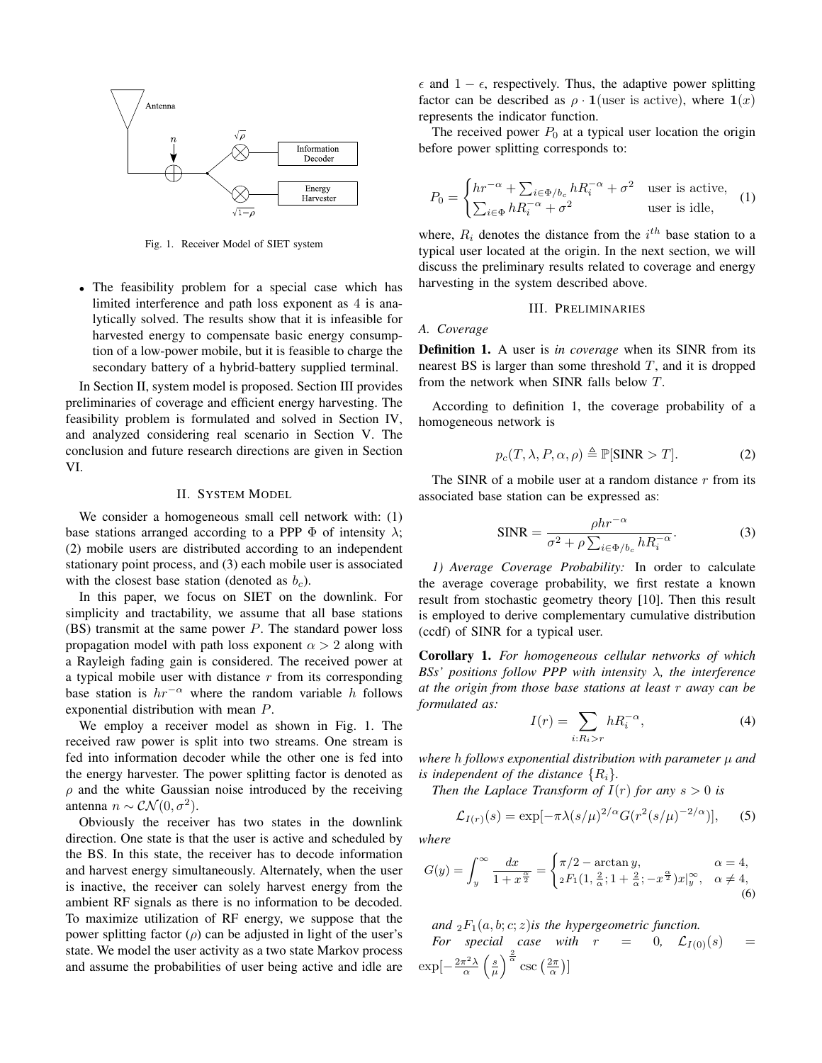Fig. 1. Receiver Model of SIET system

- The feasibility problem for a special case which has limited interference and path loss exponent as 4 is analytically solved. The results show that it is infeasible for harvested energy to compensate basic energy consumption of a low-power mobile, but it is feasible to charge the secondary battery of a hybrid-battery supplied terminal.

In Section II, system model is proposed. Section III provides preliminaries of coverage and efficient energy harvesting. The feasibility problem is formulated and solved in Section IV, and analyzed considering real scenario in Section V. The conclusion and future research directions are given in Section VI.

## II. System Model

We consider a homogeneous small cell network with: (1) base stations arranged according to a PPP $\Phi$ of intensity $\lambda$; (2) mobile users are distributed according to an independent stationary point process, and (3) each mobile user is associated with the closest base station (denoted as $b_c$).

In this paper, we focus on SIET on the downlink. For simplicity and tractability, we assume that all base stations (BS) transmit at the same power $P$. The standard power loss propagation model with path loss exponent $\alpha > 2$ along with a Rayleigh fading gain is considered. The received power at a typical mobile user with distance $r$ from its corresponding base station is $hr^{-\alpha}$ where the random variable $h$ follows exponential distribution with mean $P$.

We employ a receiver model as shown in Fig. 1. The received raw power is split into two streams. One stream is fed into information decoder while the other one is fed into the energy harvester. The power splitting factor is denoted as $\rho$ and the white Gaussian noise introduced by the receiving antenna $n \sim \mathcal{CN}(0, \sigma^2)$.

Obviously the receiver has two states in the downlink direction. One state is that the user is active and scheduled by the BS. In this state, the receiver has to decode information and harvest energy simultaneously. Alternately, when the user is inactive, the receiver can solely harvest energy from the ambient RF signals as there is no information to be decoded. To maximize utilization of RF energy, we suppose that the power splitting factor ($\rho$) can be adjusted in light of the user's state. We model the user activity as a two state Markov process and assume the probabilities of user being active and idle are $\epsilon$ and $1 - \epsilon$, respectively. Thus, the adaptive power splitting factor can be described as $\rho \cdot \mathbf{1}(\text{user is active})$, where $\mathbf{1}(x)$ represents the indicator function.

The received power $P_0$ at a typical user location the origin before power splitting corresponds to:

$$P_0 = \begin{cases} hr^{-\alpha} + \sum_{i \in \Phi/b_c} hR_i^{-\alpha} + \sigma^2 & \text{user is active,} \\ \sum_{i \in \Phi} hR_i^{-\alpha} + \sigma^2 & \text{user is idle,} \end{cases} \tag{1}$$

where, $R_i$ denotes the distance from the $i^{th}$ base station to a typical user located at the origin. In the next section, we will discuss the preliminary results related to coverage and energy harvesting in the system described above.

## III. Preliminaries

### A. Coverage

**Definition 1.** A user is *in coverage* when its SINR from its nearest BS is larger than some threshold $T$, and it is dropped from the network when SINR falls below $T$.

According to definition 1, the coverage probability of a homogeneous network is

$$p_c(T, \lambda, P, \alpha, \rho) \triangleq \mathbb{P}[\text{SINR} > T]. \tag{2}$$

The SINR of a mobile user at a random distance $r$ from its associated base station can be expressed as:

$$\text{SINR} = \frac{\rho hr^{-\alpha}}{\sigma^2 + \rho \sum_{i \in \Phi/b_c} hR_i^{-\alpha}}. \tag{3}$$

*1) Average Coverage Probability:* In order to calculate the average coverage probability, we first restate a known result from stochastic geometry theory [10]. Then this result is employed to derive complementary cumulative distribution (ccdf) of SINR for a typical user.

**Corollary 1.** *For homogeneous cellular networks of which BSs' positions follow PPP with intensity $\lambda$, the interference at the origin from those base stations at least $r$ away can be formulated as:*

$$I(r) = \sum_{i:R_i > r} hR_i^{-\alpha}, \tag{4}$$

*where $h$ follows exponential distribution with parameter $\mu$ and is independent of the distance $\{R_i\}$.*

*Then the Laplace Transform of $I(r)$ for any $s > 0$ is*

$$\mathcal{L}_{I(r)}(s) = \exp[-\pi\lambda(s/\mu)^{2/\alpha} G(r^2(s/\mu)^{-2/\alpha})], \tag{5}$$

*where*

$$G(y) = \int_y^\infty \frac{dx}{1 + x^{\frac{\alpha}{2}}} = \begin{cases} \pi/2 - \arctan y, & \alpha = 4, \\ {}_2F_1(1, \frac{2}{\alpha}; 1 + \frac{2}{\alpha}; -x^{\frac{\alpha}{2}})x|_y^\infty, & \alpha \neq 4, \end{cases} \tag{6}$$

*and ${}_2F_1(a, b; c; z)$ is the hypergeometric function.*

*For special case with $r = 0$, $\mathcal{L}_{I(0)}(s) = \exp[-\frac{2\pi^2\lambda}{\alpha}\left(\frac{s}{\mu}\right)^{\frac{2}{\alpha}} \csc\left(\frac{2\pi}{\alpha}\right)]$*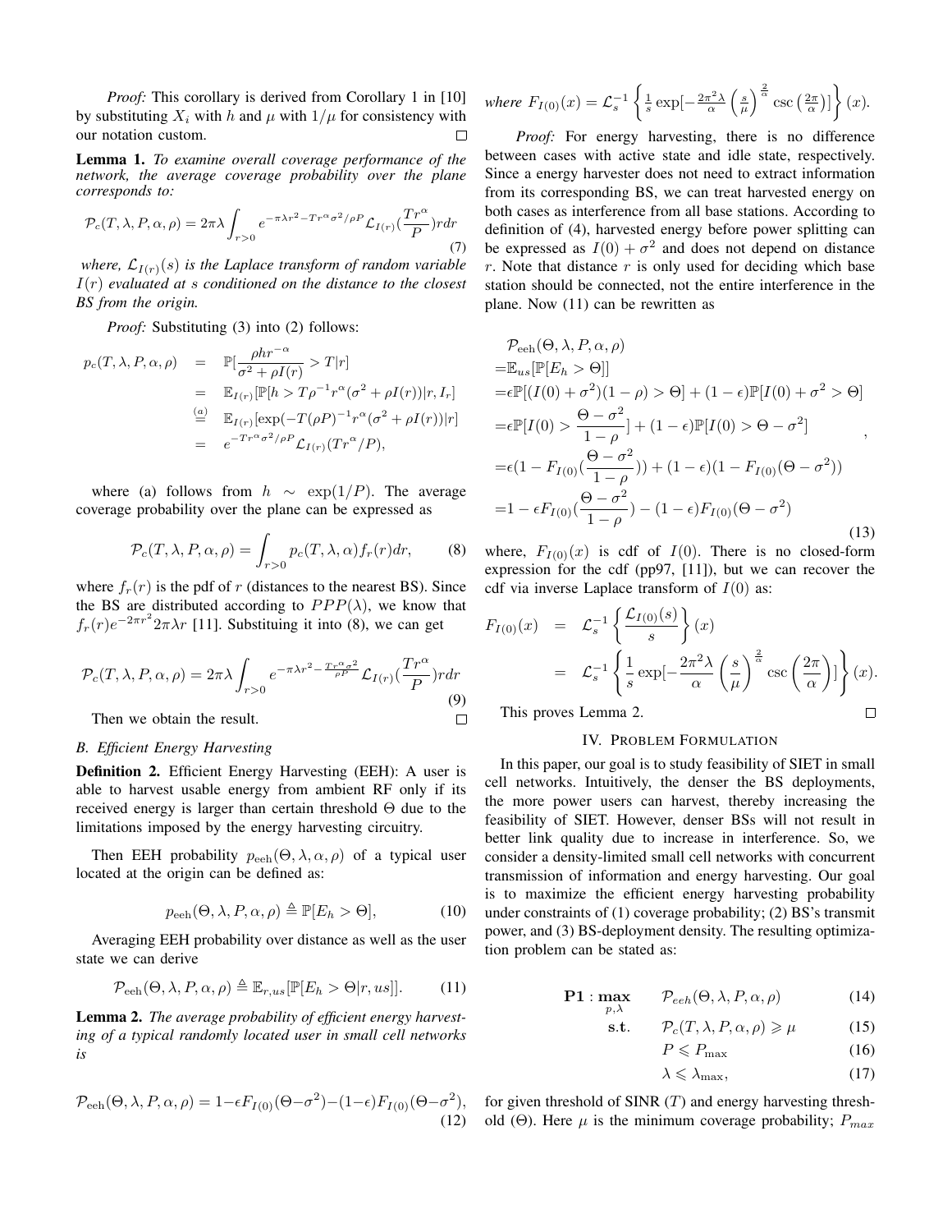*Proof:* This corollary is derived from Corollary 1 in [10] by substituting $X_i$ with $h$ and $\mu$ with $1/\mu$ for consistency with our notation custom. □

**Lemma 1.** *To examine overall coverage performance of the network, the average coverage probability over the plane corresponds to:*

$$\mathcal{P}_c(T,\lambda,P,\alpha,\rho) = 2\pi\lambda\int_{r>0} e^{-\pi\lambda r^2 - Tr^\alpha\sigma^2/\rho P}\mathcal{L}_{I(r)}(\frac{Tr^\alpha}{P})rdr \tag{7}$$

*where, $\mathcal{L}_{I(r)}(s)$ is the Laplace transform of random variable $I(r)$ evaluated at $s$ conditioned on the distance to the closest BS from the origin.*

*Proof:* Substituting (3) into (2) follows:

$$\begin{aligned} p_c(T,\lambda,P,\alpha,\rho) &= \mathbb{P}[\frac{\rho h r^{-\alpha}}{\sigma^2+\rho I(r)} > T|r] \\ &= \mathbb{E}_{I(r)}[\mathbb{P}[h > T\rho^{-1}r^\alpha(\sigma^2+\rho I(r))|r, I_r] \\ &\overset{(a)}{=} \mathbb{E}_{I(r)}[\exp(-T(\rho P)^{-1}r^\alpha(\sigma^2+\rho I(r))|r] \\ &= e^{-Tr^\alpha\sigma^2/\rho P}\mathcal{L}_{I(r)}(Tr^\alpha/P), \end{aligned}$$

where (a) follows from $h \sim \exp(1/P)$. The average coverage probability over the plane can be expressed as

$$\mathcal{P}_c(T,\lambda,P,\alpha,\rho) = \int_{r>0} p_c(T,\lambda,\alpha) f_r(r) dr, \tag{8}$$

where $f_r(r)$ is the pdf of $r$ (distances to the nearest BS). Since the BS are distributed according to $PPP(\lambda)$, we know that $f_r(r) e^{-2\pi r^2}2\pi\lambda r$ [11]. Substituing it into (8), we can get

$$\mathcal{P}_c(T,\lambda,P,\alpha,\rho) = 2\pi\lambda\int_{r>0} e^{-\pi\lambda r^2 - \frac{Tr^\alpha\sigma^2}{\rho P}}\mathcal{L}_{I(r)}(\frac{Tr^\alpha}{P})rdr \tag{9}$$

Then we obtain the result. □

## B. Efficient Energy Harvesting

**Definition 2.** Efficient Energy Harvesting (EEH): A user is able to harvest usable energy from ambient RF only if its received energy is larger than certain threshold $\Theta$ due to the limitations imposed by the energy harvesting circuitry.

Then EEH probability $p_{\text{eeh}}(\Theta,\lambda,\alpha,\rho)$ of a typical user located at the origin can be defined as:

$$p_{\text{eeh}}(\Theta,\lambda,P,\alpha,\rho) \triangleq \mathbb{P}[E_h > \Theta], \tag{10}$$

Averaging EEH probability over distance as well as the user state we can derive

$$\mathcal{P}_{\text{eeh}}(\Theta,\lambda,P,\alpha,\rho) \triangleq \mathbb{E}_{r,us}[\mathbb{P}[E_h > \Theta|r, us]]. \tag{11}$$

**Lemma 2.** *The average probability of efficient energy harvesting of a typical randomly located user in small cell networks is*

$$\mathcal{P}_{\text{eeh}}(\Theta,\lambda,P,\alpha,\rho) = 1 - \epsilon F_{I(0)}(\Theta-\sigma^2) - (1-\epsilon)F_{I(0)}(\Theta-\sigma^2), \tag{12}$$

*where $F_{I(0)}(x) = \mathcal{L}_s^{-1}\left\{\frac{1}{s}\exp[-\frac{2\pi^2\lambda}{\alpha}\left(\frac{s}{\mu}\right)^{\frac{2}{\alpha}}\csc\left(\frac{2\pi}{\alpha}\right)]\right\}(x)$.*

*Proof:* For energy harvesting, there is no difference between cases with active state and idle state, respectively. Since a energy harvester does not need to extract information from its corresponding BS, we can treat harvested energy on both cases as interference from all base stations. According to definition of (4), harvested energy before power splitting can be expressed as $I(0)+\sigma^2$ and does not depend on distance $r$. Note that distance $r$ is only used for deciding which base station should be connected, not the entire interference in the plane. Now (11) can be rewritten as

$$\begin{aligned} &\mathcal{P}_{\text{eeh}}(\Theta,\lambda,P,\alpha,\rho) \\ =&\mathbb{E}_{us}[\mathbb{P}[E_h > \Theta]] \\ =&\epsilon\mathbb{P}[(I(0)+\sigma^2)(1-\rho) > \Theta] + (1-\epsilon)\mathbb{P}[I(0)+\sigma^2 > \Theta] \\ =&\epsilon\mathbb{P}[I(0) > \frac{\Theta-\sigma^2}{1-\rho}] + (1-\epsilon)\mathbb{P}[I(0) > \Theta-\sigma^2] \\ =&\epsilon(1-F_{I(0)}(\frac{\Theta-\sigma^2}{1-\rho})) + (1-\epsilon)(1-F_{I(0)}(\Theta-\sigma^2)) \\ =&1-\epsilon F_{I(0)}(\frac{\Theta-\sigma^2}{1-\rho}) - (1-\epsilon)F_{I(0)}(\Theta-\sigma^2) \end{aligned} \tag{13}$$

where, $F_{I(0)}(x)$ is cdf of $I(0)$. There is no closed-form expression for the cdf (pp97, [11]), but we can recover the cdf via inverse Laplace transform of $I(0)$ as:

$$\begin{aligned} F_{I(0)}(x) &= \mathcal{L}_s^{-1}\left\{\frac{\mathcal{L}_{I(0)}(s)}{s}\right\}(x) \\ &= \mathcal{L}_s^{-1}\left\{\frac{1}{s}\exp[-\frac{2\pi^2\lambda}{\alpha}\left(\frac{s}{\mu}\right)^{\frac{2}{\alpha}}\csc\left(\frac{2\pi}{\alpha}\right)]\right\}(x). \end{aligned}$$

This proves Lemma 2. □

# IV. Problem Formulation

In this paper, our goal is to study feasibility of SIET in small cell networks. Intuitively, the denser the BS deployments, the more power users can harvest, thereby increasing the feasibility of SIET. However, denser BSs will not result in better link quality due to increase in interference. So, we consider a density-limited small cell networks with concurrent transmission of information and energy harvesting. Our goal is to maximize the efficient energy harvesting probability under constraints of (1) coverage probability; (2) BS's transmit power, and (3) BS-deployment density. The resulting optimization problem can be stated as:

$$\begin{aligned} \mathbf{P1}: \max_{p,\lambda} \quad & \mathcal{P}_{eeh}(\Theta,\lambda,P,\alpha,\rho) & (14) \\ \mathbf{s.t.} \quad & \mathcal{P}_c(T,\lambda,P,\alpha,\rho) \geqslant \mu & (15) \\ & P \leqslant P_{\max} & (16) \\ & \lambda \leqslant \lambda_{\max}, & (17) \end{aligned}$$

for given threshold of SINR ($T$) and energy harvesting threshold ($\Theta$). Here $\mu$ is the minimum coverage probability; $P_{max}$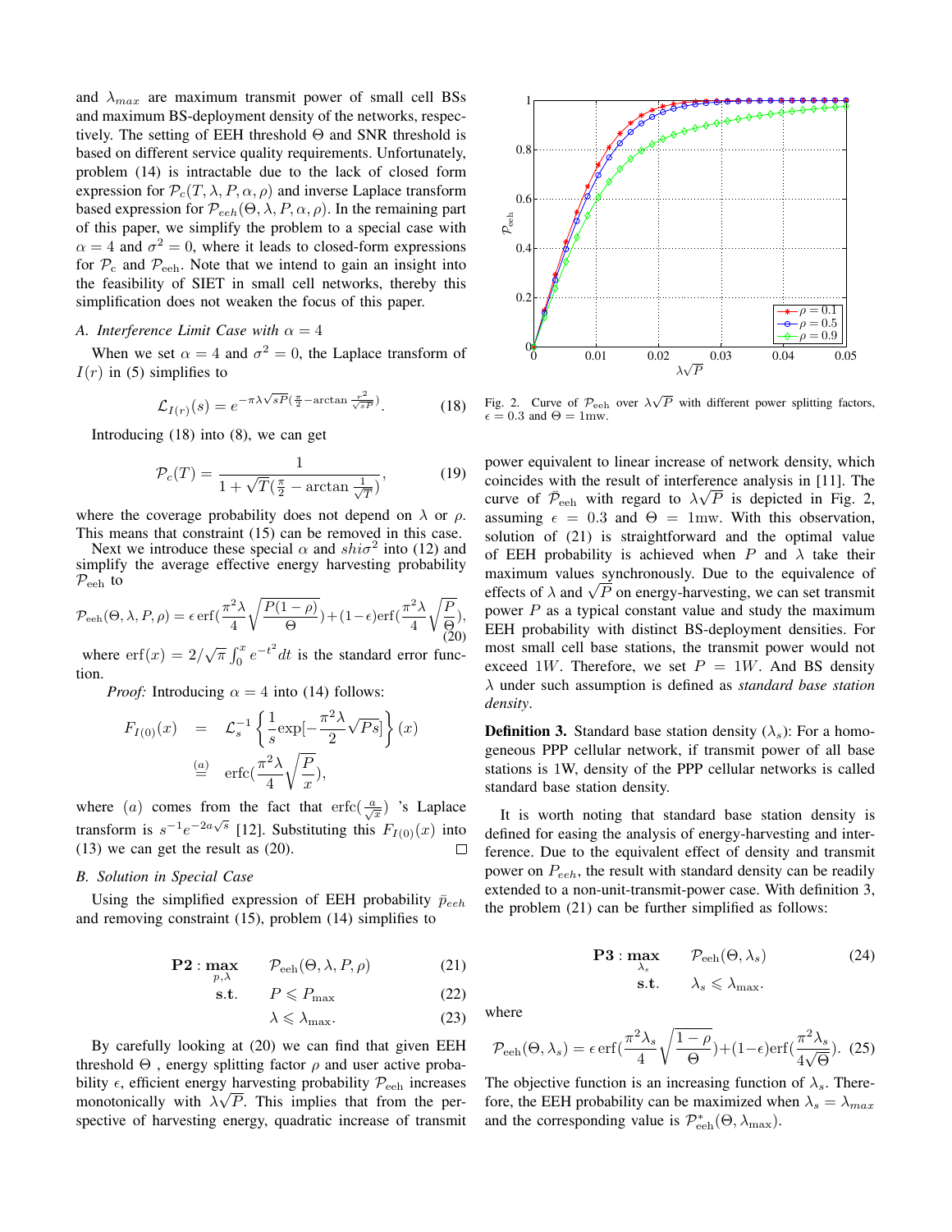and $\lambda_{max}$ are maximum transmit power of small cell BSs and maximum BS-deployment density of the networks, respectively. The setting of EEH threshold $\Theta$ and SNR threshold is based on different service quality requirements. Unfortunately, problem (14) is intractable due to the lack of closed form expression for $\mathcal{P}_c(T,\lambda,P,\alpha,\rho)$ and inverse Laplace transform based expression for $\mathcal{P}_{eeh}(\Theta,\lambda,P,\alpha,\rho)$. In the remaining part of this paper, we simplify the problem to a special case with $\alpha=4$ and $\sigma^2=0$, where it leads to closed-form expressions for $\mathcal{P}_{\rm c}$ and $\mathcal{P}_{\rm eeh}$. Note that we intend to gain an insight into the feasibility of SIET in small cell networks, thereby this simplification does not weaken the focus of this paper.

### *A. Interference Limit Case with $\alpha = 4$*

When we set $\alpha=4$ and $\sigma^2=0$, the Laplace transform of $I(r)$ in (5) simplifies to

$$\mathcal{L}_{I(r)}(s) = e^{-\pi\lambda\sqrt{sP}(\frac{\pi}{2}-\arctan\frac{r^2}{\sqrt{sP}})}. \tag{18}$$

Introducing (18) into (8), we can get

$$\mathcal{P}_c(T) = \frac{1}{1+\sqrt{T}(\frac{\pi}{2}-\arctan\frac{1}{\sqrt{T}})}, \tag{19}$$

where the coverage probability does not depend on $\lambda$ or $\rho$. This means that constraint (15) can be removed in this case.

Next we introduce these special $\alpha$ and $shi\sigma^2$ into (12) and simplify the average effective energy harvesting probability $\mathcal{P}_{\rm eeh}$ to

$$\mathcal{P}_{\rm eeh}(\Theta,\lambda,P,\rho) = \epsilon\,\mathrm{erf}(\frac{\pi^2\lambda}{4}\sqrt{\frac{P(1-\rho)}{\Theta}})+(1-\epsilon)\mathrm{erf}(\frac{\pi^2\lambda}{4}\sqrt{\frac{P}{\Theta}}), \tag{20}$$

where $\mathrm{erf}(x)=2/\sqrt{\pi}\int_0^x e^{-t^2}dt$ is the standard error function.

*Proof:* Introducing $\alpha=4$ into (14) follows:

$$\begin{aligned} F_{I(0)}(x) &= \mathcal{L}_s^{-1}\left\{\frac{1}{s}\exp[-\frac{\pi^2\lambda}{2}\sqrt{Ps}]\right\}(x) \\ &\overset{(a)}{=} \mathrm{erfc}(\frac{\pi^2\lambda}{4}\sqrt{\frac{P}{x}}), \end{aligned}$$

where $(a)$ comes from the fact that $\mathrm{erfc}(\frac{a}{\sqrt{x}})$ 's Laplace transform is $s^{-1}e^{-2a\sqrt{s}}$ [12]. Substituting this $F_{I(0)}(x)$ into (13) we can get the result as (20). □

### *B. Solution in Special Case*

Using the simplified expression of EEH probability $\bar{p}_{eeh}$ and removing constraint (15), problem (14) simplifies to

$$\begin{aligned} \mathbf{P2}:\max_{p,\lambda} \quad & \mathcal{P}_{\rm eeh}(\Theta,\lambda,P,\rho) & (21)\\ \mathbf{s.t.} \quad & P \leqslant P_{\rm max} & (22)\\ & \lambda \leqslant \lambda_{\rm max}. & (23) \end{aligned}$$

By carefully looking at (20) we can find that given EEH threshold $\Theta$ , energy splitting factor $\rho$ and user active probability $\epsilon$, efficient energy harvesting probability $\mathcal{P}_{\rm eeh}$ increases monotonically with $\lambda\sqrt{P}$. This implies that from the perspective of harvesting energy, quadratic increase of transmit power equivalent to linear increase of network density, which coincides with the result of interference analysis in [11]. The curve of $\bar{\mathcal{P}}_{\rm eeh}$ with regard to $\lambda\sqrt{P}$ is depicted in Fig. 2, assuming $\epsilon=0.3$ and $\Theta=1$mw. With this observation, solution of (21) is straightforward and the optimal value of EEH probability is achieved when $P$ and $\lambda$ take their maximum values synchronously. Due to the equivalence of effects of $\lambda$ and $\sqrt{P}$ on energy-harvesting, we can set transmit power $P$ as a typical constant value and study the maximum EEH probability with distinct BS-deployment densities. For most small cell base stations, the transmit power would not exceed $1W$. Therefore, we set $P=1W$. And BS density $\lambda$ under such assumption is defined as *standard base station density*.

Fig. 2. Curve of $\mathcal{P}_{\rm eeh}$ over $\lambda\sqrt{P}$ with different power splitting factors, $\epsilon=0.3$ and $\Theta=1$mw.

**Definition 3.** Standard base station density ($\lambda_s$): For a homogeneous PPP cellular network, if transmit power of all base stations is 1W, density of the PPP cellular networks is called standard base station density.

It is worth noting that standard base station density is defined for easing the analysis of energy-harvesting and interference. Due to the equivalent effect of density and transmit power on $P_{eeh}$, the result with standard density can be readily extended to a non-unit-transmit-power case. With definition 3, the problem (21) can be further simplified as follows:

$$\begin{aligned} \mathbf{P3}:\max_{\lambda_s} \quad & \mathcal{P}_{\rm eeh}(\Theta,\lambda_s) & (24)\\ \mathbf{s.t.} \quad & \lambda_s \leqslant \lambda_{\rm max}. & \end{aligned}$$

where

$$\mathcal{P}_{\rm eeh}(\Theta,\lambda_s) = \epsilon\,\mathrm{erf}(\frac{\pi^2\lambda_s}{4}\sqrt{\frac{1-\rho}{\Theta}})+(1-\epsilon)\mathrm{erf}(\frac{\pi^2\lambda_s}{4\sqrt{\Theta}}). \tag{25}$$

The objective function is an increasing function of $\lambda_s$. Therefore, the EEH probability can be maximized when $\lambda_s=\lambda_{max}$ and the corresponding value is $\mathcal{P}^*_{\rm eeh}(\Theta,\lambda_{\rm max})$.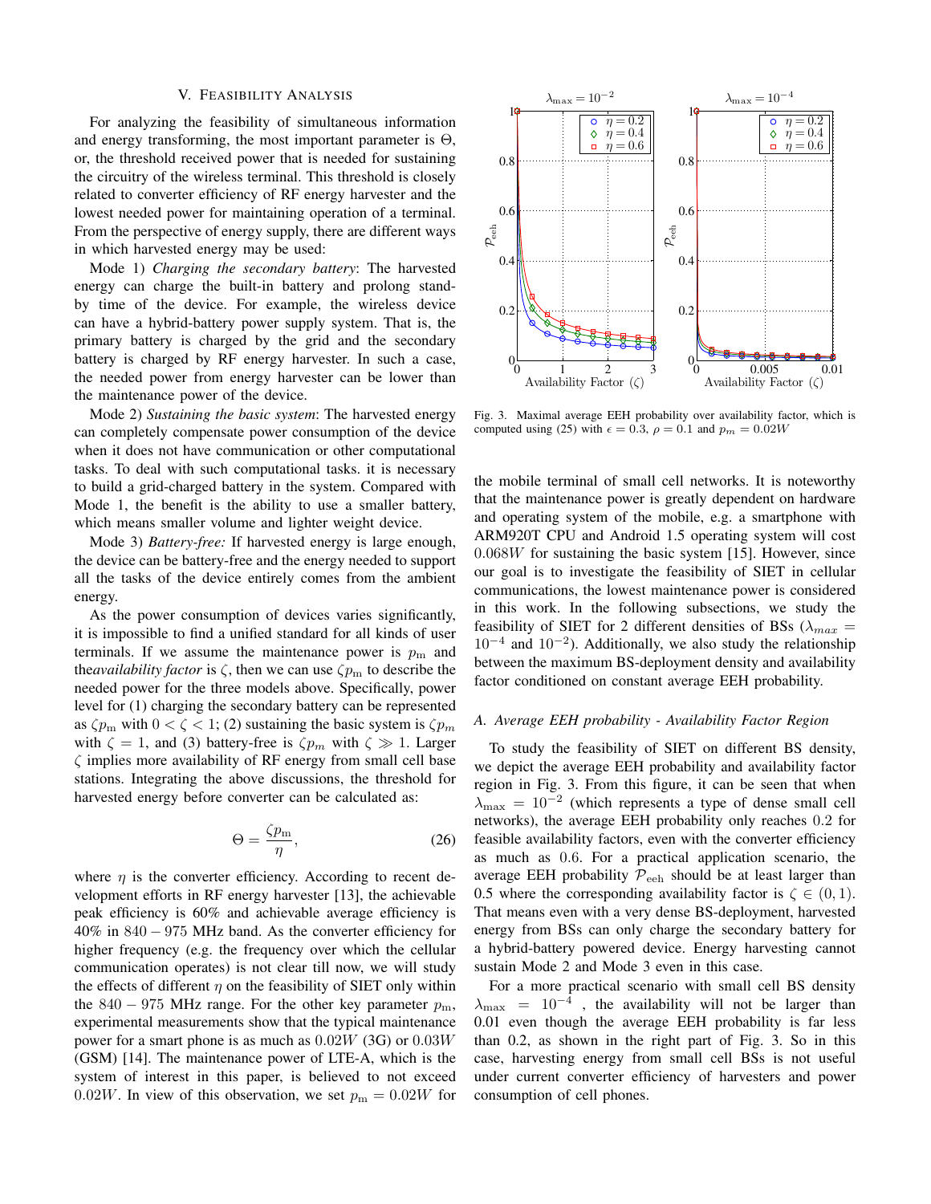## V. Feasibility Analysis

For analyzing the feasibility of simultaneous information and energy transforming, the most important parameter is $\Theta$, or, the threshold received power that is needed for sustaining the circuitry of the wireless terminal. This threshold is closely related to converter efficiency of RF energy harvester and the lowest needed power for maintaining operation of a terminal. From the perspective of energy supply, there are different ways in which harvested energy may be used:

Mode 1) *Charging the secondary battery*: The harvested energy can charge the built-in battery and prolong stand-by time of the device. For example, the wireless device can have a hybrid-battery power supply system. That is, the primary battery is charged by the grid and the secondary battery is charged by RF energy harvester. In such a case, the needed power from energy harvester can be lower than the maintenance power of the device.

Mode 2) *Sustaining the basic system*: The harvested energy can completely compensate power consumption of the device when it does not have communication or other computational tasks. To deal with such computational tasks. it is necessary to build a grid-charged battery in the system. Compared with Mode 1, the benefit is the ability to use a smaller battery, which means smaller volume and lighter weight device.

Mode 3) *Battery-free:* If harvested energy is large enough, the device can be battery-free and the energy needed to support all the tasks of the device entirely comes from the ambient energy.

As the power consumption of devices varies significantly, it is impossible to find a unified standard for all kinds of user terminals. If we assume the maintenance power is $p_{\rm m}$ and the*availability factor* is $\zeta$, then we can use $\zeta p_{\rm m}$ to describe the needed power for the three models above. Specifically, power level for (1) charging the secondary battery can be represented as $\zeta p_{\rm m}$ with $0 < \zeta < 1$; (2) sustaining the basic system is $\zeta p_m$ with $\zeta = 1$, and (3) battery-free is $\zeta p_m$ with $\zeta \gg 1$. Larger $\zeta$ implies more availability of RF energy from small cell base stations. Integrating the above discussions, the threshold for harvested energy before converter can be calculated as:

$$\Theta = \frac{\zeta p_{\rm m}}{\eta}, \tag{26}$$

where $\eta$ is the converter efficiency. According to recent development efforts in RF energy harvester [13], the achievable peak efficiency is 60% and achievable average efficiency is 40% in $840-975$ MHz band. As the converter efficiency for higher frequency (e.g. the frequency over which the cellular communication operates) is not clear till now, we will study the effects of different $\eta$ on the feasibility of SIET only within the $840-975$ MHz range. For the other key parameter $p_{\rm m}$, experimental measurements show that the typical maintenance power for a smart phone is as much as $0.02W$ (3G) or $0.03W$ (GSM) [14]. The maintenance power of LTE-A, which is the system of interest in this paper, is believed to not exceed $0.02W$. In view of this observation, we set $p_{\rm m} = 0.02W$ for the mobile terminal of small cell networks. It is noteworthy that the maintenance power is greatly dependent on hardware and operating system of the mobile, e.g. a smartphone with ARM920T CPU and Android 1.5 operating system will cost $0.068W$ for sustaining the basic system [15]. However, since our goal is to investigate the feasibility of SIET in cellular communications, the lowest maintenance power is considered in this work. In the following subsections, we study the feasibility of SIET for 2 different densities of BSs ($\lambda_{max} = 10^{-4}$ and $10^{-2}$). Additionally, we also study the relationship between the maximum BS-deployment density and availability factor conditioned on constant average EEH probability.

Fig. 3. Maximal average EEH probability over availability factor, which is computed using (25) with $\epsilon = 0.3$, $\rho = 0.1$ and $p_m = 0.02W$

### A. Average EEH probability - Availability Factor Region

To study the feasibility of SIET on different BS density, we depict the average EEH probability and availability factor region in Fig. 3. From this figure, it can be seen that when $\lambda_{\rm max} = 10^{-2}$ (which represents a type of dense small cell networks), the average EEH probability only reaches 0.2 for feasible availability factors, even with the converter efficiency as much as 0.6. For a practical application scenario, the average EEH probability $\mathcal{P}_{\rm eeh}$ should be at least larger than 0.5 where the corresponding availability factor is $\zeta \in (0, 1)$. That means even with a very dense BS-deployment, harvested energy from BSs can only charge the secondary battery for a hybrid-battery powered device. Energy harvesting cannot sustain Mode 2 and Mode 3 even in this case.

For a more practical scenario with small cell BS density $\lambda_{\rm max} = 10^{-4}$ , the availability will not be larger than 0.01 even though the average EEH probability is far less than 0.2, as shown in the right part of Fig. 3. So in this case, harvesting energy from small cell BSs is not useful under current converter efficiency of harvesters and power consumption of cell phones.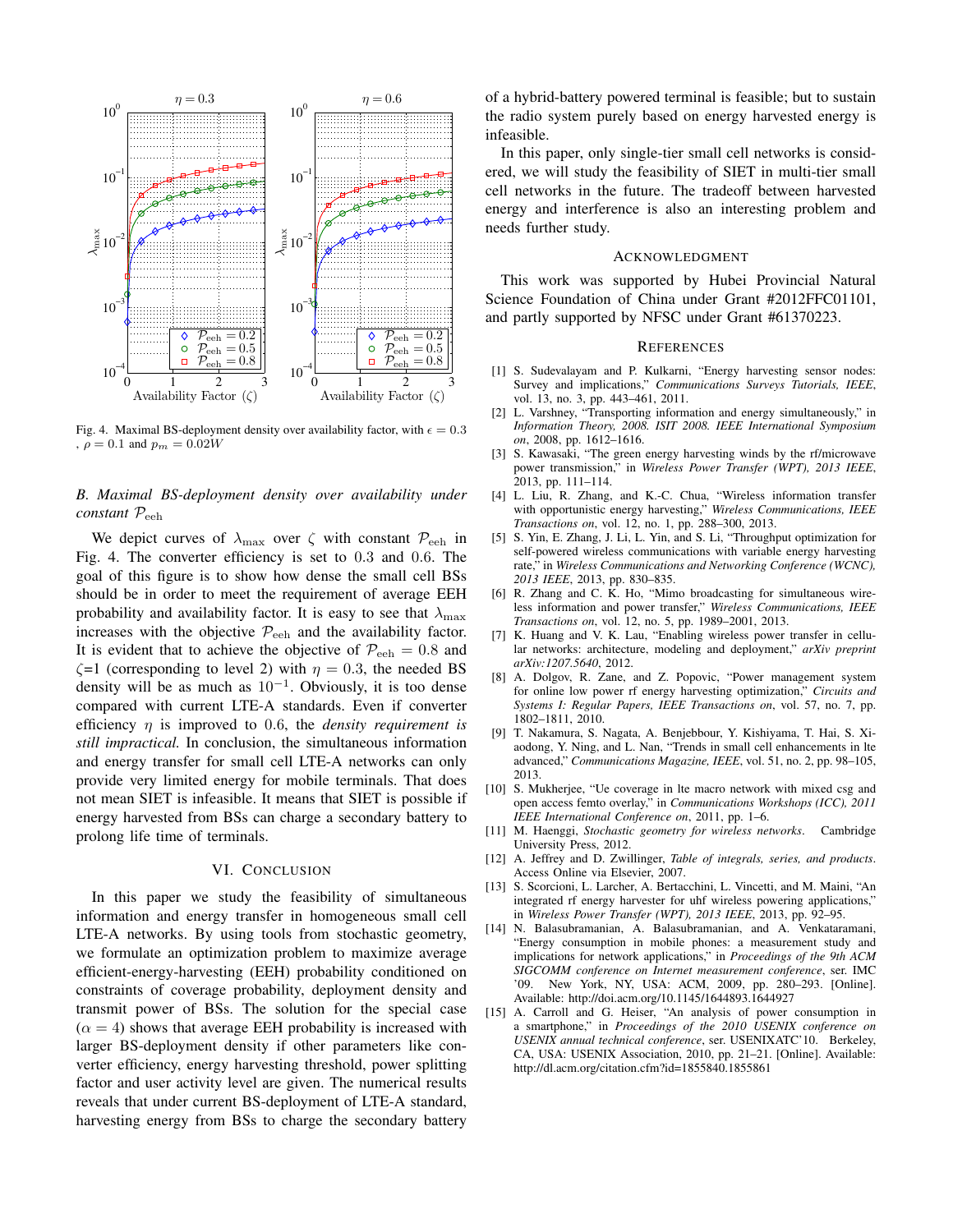$\eta = 0.3$

$\eta = 0.6$

$10^0$

$10^{-1}$

$10^{-2}$

$10^{-3}$

$10^{-4}$

$\lambda_{\max}$

0 1 2 3

Availability Factor ($\zeta$)

$\mathcal{P}_{\text{eeh}} = 0.2$

$\mathcal{P}_{\text{eeh}} = 0.5$

$\mathcal{P}_{\text{eeh}} = 0.8$

Fig. 4. Maximal BS-deployment density over availability factor, with $\epsilon = 0.3$ , $\rho = 0.1$ and $p_m = 0.02W$

### *B. Maximal BS-deployment density over availability under constant $\mathcal{P}_{\text{eeh}}$*

We depict curves of $\lambda_{\max}$ over $\zeta$ with constant $\mathcal{P}_{\text{eeh}}$ in Fig. 4. The converter efficiency is set to 0.3 and 0.6. The goal of this figure is to show how dense the small cell BSs should be in order to meet the requirement of average EEH probability and availability factor. It is easy to see that $\lambda_{\max}$ increases with the objective $\mathcal{P}_{\text{eeh}}$ and the availability factor. It is evident that to achieve the objective of $\mathcal{P}_{\text{eeh}} = 0.8$ and $\zeta$=1 (corresponding to level 2) with $\eta = 0.3$, the needed BS density will be as much as $10^{-1}$. Obviously, it is too dense compared with current LTE-A standards. Even if converter efficiency $\eta$ is improved to 0.6, the *density requirement is still impractical.* In conclusion, the simultaneous information and energy transfer for small cell LTE-A networks can only provide very limited energy for mobile terminals. That does not mean SIET is infeasible. It means that SIET is possible if energy harvested from BSs can charge a secondary battery to prolong life time of terminals.

## VI. Conclusion

In this paper we study the feasibility of simultaneous information and energy transfer in homogeneous small cell LTE-A networks. By using tools from stochastic geometry, we formulate an optimization problem to maximize average efficient-energy-harvesting (EEH) probability conditioned on constraints of coverage probability, deployment density and transmit power of BSs. The solution for the special case ($\alpha = 4$) shows that average EEH probability is increased with larger BS-deployment density if other parameters like converter efficiency, energy harvesting threshold, power splitting factor and user activity level are given. The numerical results reveals that under current BS-deployment of LTE-A standard, harvesting energy from BSs to charge the secondary battery of a hybrid-battery powered terminal is feasible; but to sustain the radio system purely based on energy harvested energy is infeasible.

In this paper, only single-tier small cell networks is considered, we will study the feasibility of SIET in multi-tier small cell networks in the future. The tradeoff between harvested energy and interference is also an interesting problem and needs further study.

## Acknowledgment

This work was supported by Hubei Provincial Natural Science Foundation of China under Grant #2012FFC01101, and partly supported by NFSC under Grant #61370223.

## References

[1] S. Sudevalayam and P. Kulkarni, "Energy harvesting sensor nodes: Survey and implications," *Communications Surveys Tutorials, IEEE*, vol. 13, no. 3, pp. 443–461, 2011.

[2] L. Varshney, "Transporting information and energy simultaneously," in *Information Theory, 2008. ISIT 2008. IEEE International Symposium on*, 2008, pp. 1612–1616.

[3] S. Kawasaki, "The green energy harvesting winds by the rf/microwave power transmission," in *Wireless Power Transfer (WPT), 2013 IEEE*, 2013, pp. 111–114.

[4] L. Liu, R. Zhang, and K.-C. Chua, "Wireless information transfer with opportunistic energy harvesting," *Wireless Communications, IEEE Transactions on*, vol. 12, no. 1, pp. 288–300, 2013.

[5] S. Yin, E. Zhang, J. Li, L. Yin, and S. Li, "Throughput optimization for self-powered wireless communications with variable energy harvesting rate," in *Wireless Communications and Networking Conference (WCNC), 2013 IEEE*, 2013, pp. 830–835.

[6] R. Zhang and C. K. Ho, "Mimo broadcasting for simultaneous wireless information and power transfer," *Wireless Communications, IEEE Transactions on*, vol. 12, no. 5, pp. 1989–2001, 2013.

[7] K. Huang and V. K. Lau, "Enabling wireless power transfer in cellular networks: architecture, modeling and deployment," *arXiv preprint arXiv:1207.5640*, 2012.

[8] A. Dolgov, R. Zane, and Z. Popovic, "Power management system for online low power rf energy harvesting optimization," *Circuits and Systems I: Regular Papers, IEEE Transactions on*, vol. 57, no. 7, pp. 1802–1811, 2010.

[9] T. Nakamura, S. Nagata, A. Benjebbour, Y. Kishiyama, T. Hai, S. Xiaodong, Y. Ning, and L. Nan, "Trends in small cell enhancements in lte advanced," *Communications Magazine, IEEE*, vol. 51, no. 2, pp. 98–105, 2013.

[10] S. Mukherjee, "Ue coverage in lte macro network with mixed csg and open access femto overlay," in *Communications Workshops (ICC), 2011 IEEE International Conference on*, 2011, pp. 1–6.

[11] M. Haenggi, *Stochastic geometry for wireless networks*. Cambridge University Press, 2012.

[12] A. Jeffrey and D. Zwillinger, *Table of integrals, series, and products*. Access Online via Elsevier, 2007.

[13] S. Scorcioni, L. Larcher, A. Bertacchini, L. Vincetti, and M. Maini, "An integrated rf energy harvester for uhf wireless powering applications," in *Wireless Power Transfer (WPT), 2013 IEEE*, 2013, pp. 92–95.

[14] N. Balasubramanian, A. Balasubramanian, and A. Venkataramani, "Energy consumption in mobile phones: a measurement study and implications for network applications," in *Proceedings of the 9th ACM SIGCOMM conference on Internet measurement conference*, ser. IMC '09. New York, NY, USA: ACM, 2009, pp. 280–293. [Online]. Available: http://doi.acm.org/10.1145/1644893.1644927

[15] A. Carroll and G. Heiser, "An analysis of power consumption in a smartphone," in *Proceedings of the 2010 USENIX conference on USENIX annual technical conference*, ser. USENIXATC'10. Berkeley, CA, USA: USENIX Association, 2010, pp. 21–21. [Online]. Available: http://dl.acm.org/citation.cfm?id=1855840.1855861